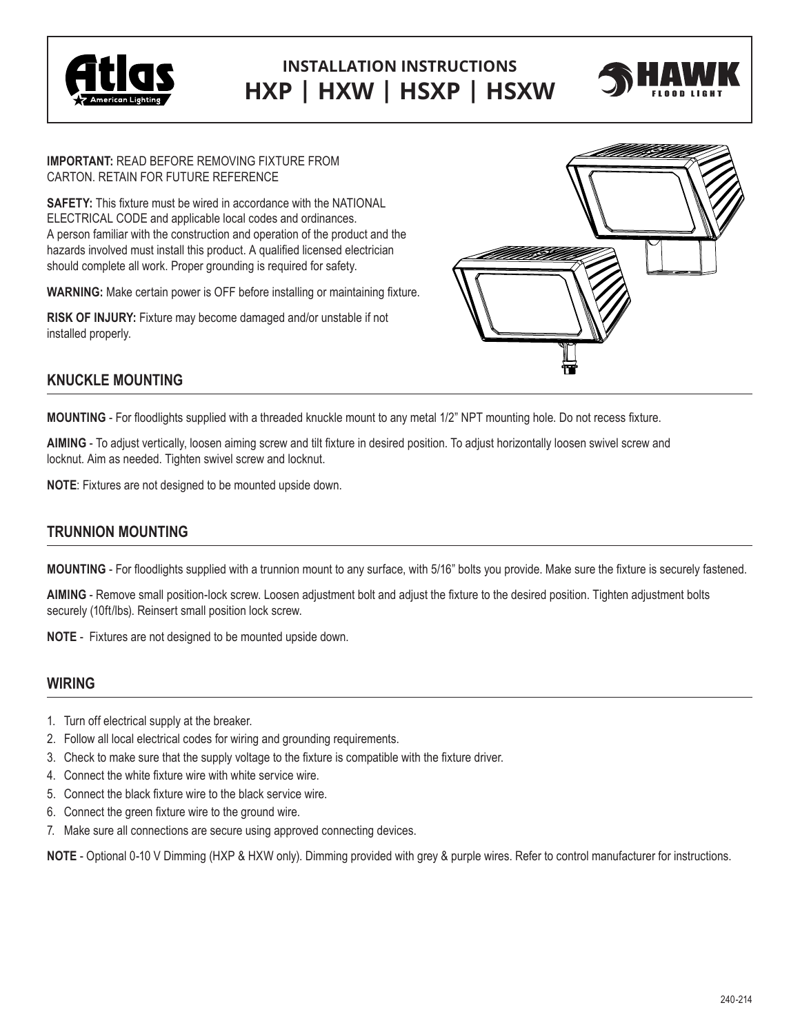# INSTALLATION INSTRUCTIONS
## HXP | HXW | HSXP | HSXW

**IMPORTANT:** READ BEFORE REMOVING FIXTURE FROM CARTON. RETAIN FOR FUTURE REFERENCE

**SAFETY:** This fixture must be wired in accordance with the NATIONAL ELECTRICAL CODE and applicable local codes and ordinances. A person familiar with the construction and operation of the product and the hazards involved must install this product. A qualified licensed electrician should complete all work. Proper grounding is required for safety.

**WARNING:** Make certain power is OFF before installing or maintaining fixture.

**RISK OF INJURY:** Fixture may become damaged and/or unstable if not installed properly.

## KNUCKLE MOUNTING

**MOUNTING** - For floodlights supplied with a threaded knuckle mount to any metal 1/2" NPT mounting hole. Do not recess fixture.

**AIMING** - To adjust vertically, loosen aiming screw and tilt fixture in desired position. To adjust horizontally loosen swivel screw and locknut. Aim as needed. Tighten swivel screw and locknut.

**NOTE**: Fixtures are not designed to be mounted upside down.

## TRUNNION MOUNTING

**MOUNTING** - For floodlights supplied with a trunnion mount to any surface, with 5/16" bolts you provide. Make sure the fixture is securely fastened.

**AIMING** - Remove small position-lock screw. Loosen adjustment bolt and adjust the fixture to the desired position. Tighten adjustment bolts securely (10ft/lbs). Reinsert small position lock screw.

**NOTE** - Fixtures are not designed to be mounted upside down.

## WIRING

1. Turn off electrical supply at the breaker.
2. Follow all local electrical codes for wiring and grounding requirements.
3. Check to make sure that the supply voltage to the fixture is compatible with the fixture driver.
4. Connect the white fixture wire with white service wire.
5. Connect the black fixture wire to the black service wire.
6. Connect the green fixture wire to the ground wire.
7. Make sure all connections are secure using approved connecting devices.

**NOTE** - Optional 0-10 V Dimming (HXP & HXW only). Dimming provided with grey & purple wires. Refer to control manufacturer for instructions.

240-214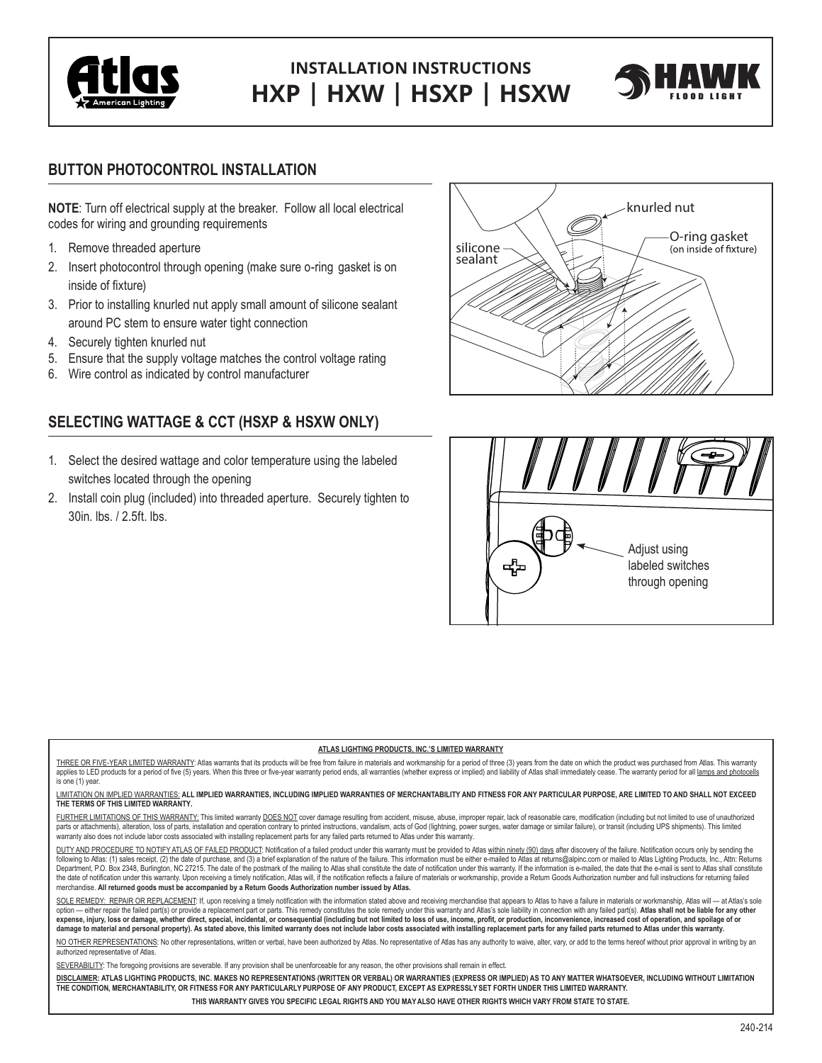# INSTALLATION INSTRUCTIONS
# HXP | HXW | HSXP | HSXW

## BUTTON PHOTOCONTROL INSTALLATION

**NOTE**: Turn off electrical supply at the breaker. Follow all local electrical codes for wiring and grounding requirements

1. Remove threaded aperture
2. Insert photocontrol through opening (make sure o-ring gasket is on inside of fixture)
3. Prior to installing knurled nut apply small amount of silicone sealant around PC stem to ensure water tight connection
4. Securely tighten knurled nut
5. Ensure that the supply voltage matches the control voltage rating
6. Wire control as indicated by control manufacturer

knurled nut
O-ring gasket (on inside of fixture)
silicone sealant

## SELECTING WATTAGE & CCT (HSXP & HSXW ONLY)

1. Select the desired wattage and color temperature using the labeled switches located through the opening
2. Install coin plug (included) into threaded aperture. Securely tighten to 30in. lbs. / 2.5ft. lbs.

Adjust using labeled switches through opening

**ATLAS LIGHTING PRODUCTS, INC.'S LIMITED WARRANTY**

THREE OR FIVE-YEAR LIMITED WARRANTY: Atlas warrants that its products will be free from failure in materials and workmanship for a period of three (3) years from the date on which the product was purchased from Atlas. This warranty applies to LED products for a period of five (5) years. When this three or five-year warranty period ends, all warranties (whether express or implied) and liability of Atlas shall immediately cease. The warranty period for all lamps and photocells is one (1) year.

LIMITATION ON IMPLIED WARRANTIES: **ALL IMPLIED WARRANTIES, INCLUDING IMPLIED WARRANTIES OF MERCHANTABILITY AND FITNESS FOR ANY PARTICULAR PURPOSE, ARE LIMITED TO AND SHALL NOT EXCEED THE TERMS OF THIS LIMITED WARRANTY.**

FURTHER LIMITATIONS OF THIS WARRANTY: This limited warranty DOES NOT cover damage resulting from accident, misuse, abuse, improper repair, lack of reasonable care, modification (including but not limited to use of unauthorized parts or attachments), alteration, loss of parts, installation and operation contrary to printed instructions, vandalism, acts of God (lightning, power surges, water damage or similar failure), or transit (including UPS shipments). This limited warranty also does not include labor costs associated with installing replacement parts for any failed parts returned to Atlas under this warranty.

DUTY AND PROCEDURE TO NOTIFY ATLAS OF FAILED PRODUCT: Notification of a failed product under this warranty must be provided to Atlas within ninety (90) days after discovery of the failure. Notification occurs only by sending the following to Atlas: (1) sales receipt, (2) the date of purchase, and (3) a brief explanation of the nature of the failure. This information must be either e-mailed to Atlas at returns@alpinc.com or mailed to Atlas Lighting Products, Inc., Attn: Returns Department, P.O. Box 2348, Burlington, NC 27215. The date of the postmark of the mailing to Atlas shall constitute the date of notification under this warranty. If the information is e-mailed, the date that the e-mail is sent to Atlas shall constitute the date of notification under this warranty. Upon receiving a timely notification, Atlas will, if the notification reflects a failure of materials or workmanship, provide a Return Goods Authorization number and full instructions for returning failed merchandise. **All returned goods must be accompanied by a Return Goods Authorization number issued by Atlas.**

SOLE REMEDY: REPAIR OR REPLACEMENT: If, upon receiving a timely notification with the information stated above and receiving merchandise that appears to Atlas to have a failure in materials or workmanship, Atlas will — at Atlas's sole option — either repair the failed part(s) or provide a replacement part or parts. This remedy constitutes the sole remedy under this warranty and Atlas's sole liability in connection with any failed part(s). **Atlas shall not be liable for any other expense, injury, loss or damage, whether direct, special, incidental, or consequential (including but not limited to loss of use, income, profit, or production, inconvenience, increased cost of operation, and spoilage of or damage to material and personal property). As stated above, this limited warranty does not include labor costs associated with installing replacement parts for any failed parts returned to Atlas under this warranty.**

NO OTHER REPRESENTATIONS: No other representations, written or verbal, have been authorized by Atlas. No representative of Atlas has any authority to waive, alter, vary, or add to the terms hereof without prior approval in writing by an authorized representative of Atlas.

SEVERABILITY: The foregoing provisions are severable. If any provision shall be unenforceable for any reason, the other provisions shall remain in effect.

**DISCLAIMER: ATLAS LIGHTING PRODUCTS, INC. MAKES NO REPRESENTATIONS (WRITTEN OR VERBAL) OR WARRANTIES (EXPRESS OR IMPLIED) AS TO ANY MATTER WHATSOEVER, INCLUDING WITHOUT LIMITATION THE CONDITION, MERCHANTABILITY, OR FITNESS FOR ANY PARTICULARLY PURPOSE OF ANY PRODUCT, EXCEPT AS EXPRESSLY SET FORTH UNDER THIS LIMITED WARRANTY.**

**THIS WARRANTY GIVES YOU SPECIFIC LEGAL RIGHTS AND YOU MAY ALSO HAVE OTHER RIGHTS WHICH VARY FROM STATE TO STATE.**

240-214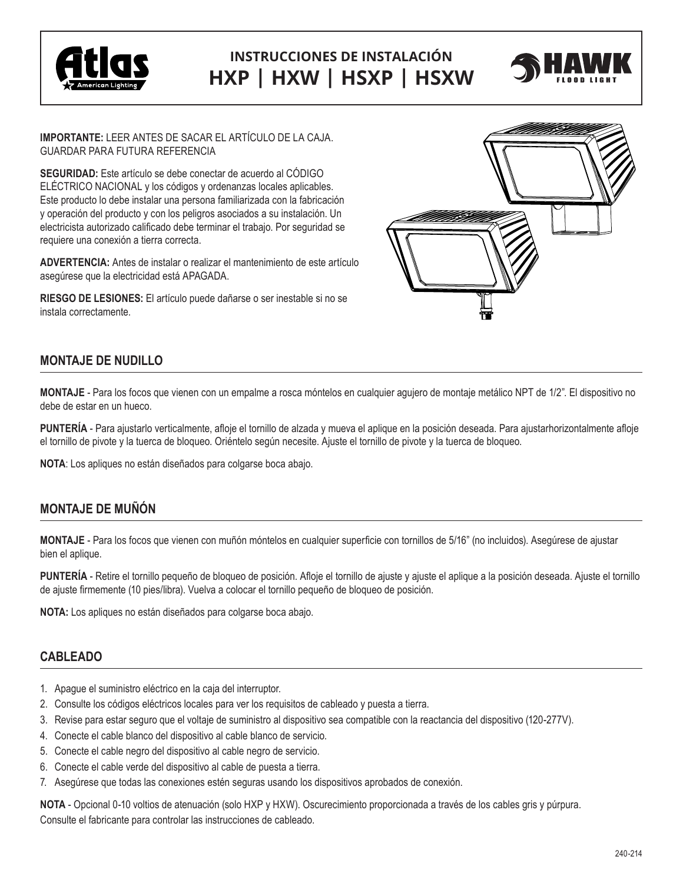# INSTRUCCIONES DE INSTALACIÓN
## HXP | HXW | HSXP | HSXW

**IMPORTANTE:** LEER ANTES DE SACAR EL ARTÍCULO DE LA CAJA. GUARDAR PARA FUTURA REFERENCIA

**SEGURIDAD:** Este artículo se debe conectar de acuerdo al CÓDIGO ELÉCTRICO NACIONAL y los códigos y ordenanzas locales aplicables. Este producto lo debe instalar una persona familiarizada con la fabricación y operación del producto y con los peligros asociados a su instalación. Un electricista autorizado calificado debe terminar el trabajo. Por seguridad se requiere una conexión a tierra correcta.

**ADVERTENCIA:** Antes de instalar o realizar el mantenimiento de este artículo asegúrese que la electricidad está APAGADA.

**RIESGO DE LESIONES:** El artículo puede dañarse o ser inestable si no se instala correctamente.

## MONTAJE DE NUDILLO

**MONTAJE** - Para los focos que vienen con un empalme a rosca móntelos en cualquier agujero de montaje metálico NPT de 1/2". El dispositivo no debe de estar en un hueco.

**PUNTERÍA** - Para ajustarlo verticalmente, afloje el tornillo de alzada y mueva el aplique en la posición deseada. Para ajustarhorizontalmente afloje el tornillo de pivote y la tuerca de bloqueo. Oriéntelo según necesite. Ajuste el tornillo de pivote y la tuerca de bloqueo.

**NOTA**: Los apliques no están diseñados para colgarse boca abajo.

## MONTAJE DE MUÑÓN

**MONTAJE** - Para los focos que vienen con muñón móntelos en cualquier superficie con tornillos de 5/16" (no incluidos). Asegúrese de ajustar bien el aplique.

**PUNTERÍA** - Retire el tornillo pequeño de bloqueo de posición. Afloje el tornillo de ajuste y ajuste el aplique a la posición deseada. Ajuste el tornillo de ajuste firmemente (10 pies/libra). Vuelva a colocar el tornillo pequeño de bloqueo de posición.

**NOTA:** Los apliques no están diseñados para colgarse boca abajo.

## CABLEADO

1. Apague el suministro eléctrico en la caja del interruptor.
2. Consulte los códigos eléctricos locales para ver los requisitos de cableado y puesta a tierra.
3. Revise para estar seguro que el voltaje de suministro al dispositivo sea compatible con la reactancia del dispositivo (120-277V).
4. Conecte el cable blanco del dispositivo al cable blanco de servicio.
5. Conecte el cable negro del dispositivo al cable negro de servicio.
6. Conecte el cable verde del dispositivo al cable de puesta a tierra.
7. Asegúrese que todas las conexiones estén seguras usando los dispositivos aprobados de conexión.

**NOTA** - Opcional 0-10 voltios de atenuación (solo HXP y HXW). Oscurecimiento proporcionada a través de los cables gris y púrpura. Consulte el fabricante para controlar las instrucciones de cableado.

240-214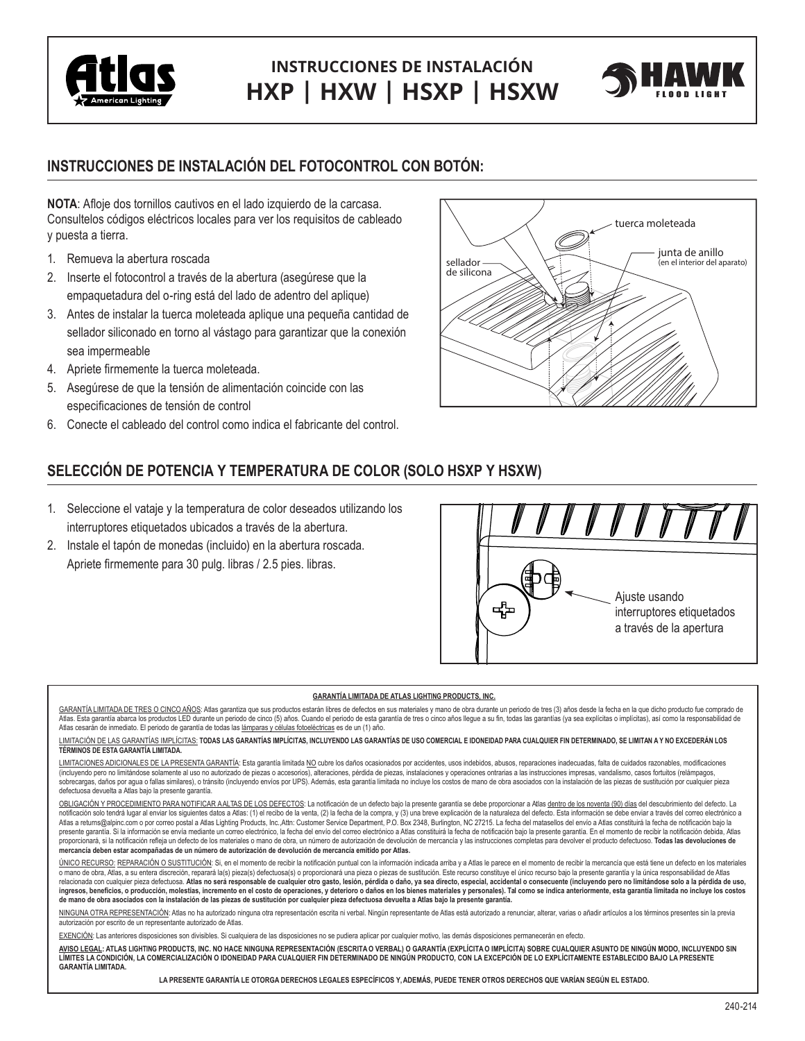# INSTRUCCIONES DE INSTALACIÓN
# HXP | HXW | HSXP | HSXW

## INSTRUCCIONES DE INSTALACIÓN DEL FOTOCONTROL CON BOTÓN:

**NOTA**: Afloje dos tornillos cautivos en el lado izquierdo de la carcasa. Consultelos códigos eléctricos locales para ver los requisitos de cableado y puesta a tierra.

1. Remueva la abertura roscada
2. Inserte el fotocontrol a través de la abertura (asegúrese que la empaquetadura del o-ring está del lado de adentro del aplique)
3. Antes de instalar la tuerca moleteada aplique una pequeña cantidad de sellador siliconado en torno al vástago para garantizar que la conexión sea impermeable
4. Apriete firmemente la tuerca moleteada.
5. Asegúrese de que la tensión de alimentación coincide con las especificaciones de tensión de control
6. Conecte el cableado del control como indica el fabricante del control.

tuerca moleteada
junta de anillo
(en el interior del aparato)
sellador de silicona

## SELECCIÓN DE POTENCIA Y TEMPERATURA DE COLOR (SOLO HSXP Y HSXW)

1. Seleccione el vataje y la temperatura de color deseados utilizando los interruptores etiquetados ubicados a través de la abertura.
2. Instale el tapón de monedas (incluido) en la abertura roscada. Apriete firmemente para 30 pulg. libras / 2.5 pies. libras.

Ajuste usando interruptores etiquetados a través de la apertura

**GARANTÍA LIMITADA DE ATLAS LIGHTING PRODUCTS, INC.**

GARANTÍA LIMITADA DE TRES O CINCO AÑOS: Atlas garantiza que sus productos estarán libres de defectos en sus materiales y mano de obra durante un periodo de tres (3) años desde la fecha en la que dicho producto fue comprado de Atlas. Esta garantía abarca los productos LED durante un periodo de cinco (5) años. Cuando el periodo de esta garantía de tres o cinco años llegue a su fin, todas las garantías (ya sea explícitas o implícitas), así como la responsabilidad de Atlas cesarán de inmediato. El periodo de garantía de todas las lámparas y células fotoeléctricas es de un (1) año.

LIMITACIÓN DE LAS GARANTÍAS IMPLÍCITAS: **TODAS LAS GARANTÍAS IMPLÍCITAS, INCLUYENDO LAS GARANTÍAS DE USO COMERCIAL E IDONEIDAD PARA CUALQUIER FIN DETERMINADO, SE LIMITAN A Y NO EXCEDERÁN LOS TÉRMINOS DE ESTA GARANTÍA LIMITADA.**

LIMITACIONES ADICIONALES DE LA PRESENTA GARANTÍA: Esta garantía limitada NO cubre los daños ocasionados por accidentes, usos indebidos, abusos, reparaciones inadecuadas, falta de cuidados razonables, modificaciones (incluyendo pero no limitándose solamente al uso no autorizado de piezas o accesorios), alteraciones, pérdida de piezas, instalaciones y operaciones ontrarias a las instrucciones impresas, vandalismo, casos fortuitos (relámpagos, sobrecargas, daños por agua o fallas similares), o tránsito (incluyendo envíos por UPS). Además, esta garantía limitada no incluye los costos de mano de obra asociados con la instalación de las piezas de sustitución por cualquier pieza defectuosa devuelta a Atlas bajo la presente garantía.

OBLIGACIÓN Y PROCEDIMIENTO PARA NOTIFICAR A ALTAS DE LOS DEFECTOS: La notificación de un defecto bajo la presente garantía se debe proporcionar a Atlas dentro de los noventa (90) días del descubrimiento del defecto. La notificación solo tendrá lugar al enviar los siguientes datos a Atlas: (1) el recibo de la venta, (2) la fecha de la compra, y (3) una breve explicación de la naturaleza del defecto. Esta información se debe enviar a través del correo electrónico a Atlas a returns@alpinc.com o por correo postal a Atlas Lighting Products, Inc.,Attn: Customer Service Department, P.O. Box 2348, Burlington, NC 27215. La fecha del matasellos del envío a Atlas constituirá la fecha de notificación bajo la presente garantía. Si la información se envía mediante un correo electrónico, la fecha del envío del correo electrónico a Atlas constituirá la fecha de notificación bajo la presente garantía. En el momento de recibir la notificación debida, Atlas proporcionará, si la notificación refleja un defecto de los materiales o mano de obra, un número de autorización de devolución de mercancía y las instrucciones completas para devolver el producto defectuoso. **Todas las devoluciones de mercancía deben estar acompañadas de un número de autorización de devolución de mercancía emitido por Atlas.**

ÚNICO RECURSO: REPARACIÓN O SUSTITUCIÓN: Si, en el momento de recibir la notificación puntual con la información indicada arriba y a Atlas le parece en el momento de recibir la mercancía que está tiene un defecto en los materiales o mano de obra, Atlas, a su entera discreción, reparará la(s) pieza(s) defectuosa(s) o proporcionará una pieza o piezas de sustitución. Este recurso constituye el único recurso bajo la presente garantía y la única responsabilidad de Atlas relacionada con cualquier pieza defectuosa. **Atlas no será responsable de cualquier otro gasto, lesión, pérdida o daño, ya sea directo, especial, accidental o consecuente (incluyendo pero no limitándose solo a la pérdida de uso, ingresos, beneficios, o producción, molestias, incremento en el costo de operaciones, y deterioro o daños en los bienes materiales y personales). Tal como se indica anteriormente, esta garantía limitada no incluye los costos de mano de obra asociados con la instalación de las piezas de sustitución por cualquier pieza defectuosa devuelta a Atlas bajo la presente garantía.**

NINGUNA OTRA REPRESENTACIÓN: Atlas no ha autorizado ninguna otra representación escrita ni verbal. Ningún representante de Atlas está autorizado a renunciar, alterar, varias o añadir artículos a los términos presentes sin la previa autorización por escrito de un representante autorizado de Atlas.

EXENCIÓN: Las anteriores disposiciones son divisibles. Si cualquiera de las disposiciones no se pudiera aplicar por cualquier motivo, las demás disposiciones permanecerán en efecto.

**AVISO LEGAL: ATLAS LIGHTING PRODUCTS, INC. NO HACE NINGUNA REPRESENTACIÓN (ESCRITA O VERBAL) O GARANTÍA (EXPLÍCITA O IMPLÍCITA) SOBRE CUALQUIER ASUNTO DE NINGÚN MODO, INCLUYENDO SIN LÍMITES LA CONDICIÓN, LA COMERCIALIZACIÓN O IDONEIDAD PARA CUALQUIER FIN DETERMINADO DE NINGÚN PRODUCTO, CON LA EXCEPCIÓN DE LO EXPLÍCITAMENTE ESTABLECIDO BAJO LA PRESENTE GARANTÍA LIMITADA.**

**LA PRESENTE GARANTÍA LE OTORGA DERECHOS LEGALES ESPECÍFICOS Y, ADEMÁS, PUEDE TENER OTROS DERECHOS QUE VARÍAN SEGÚN EL ESTADO.**

240-214